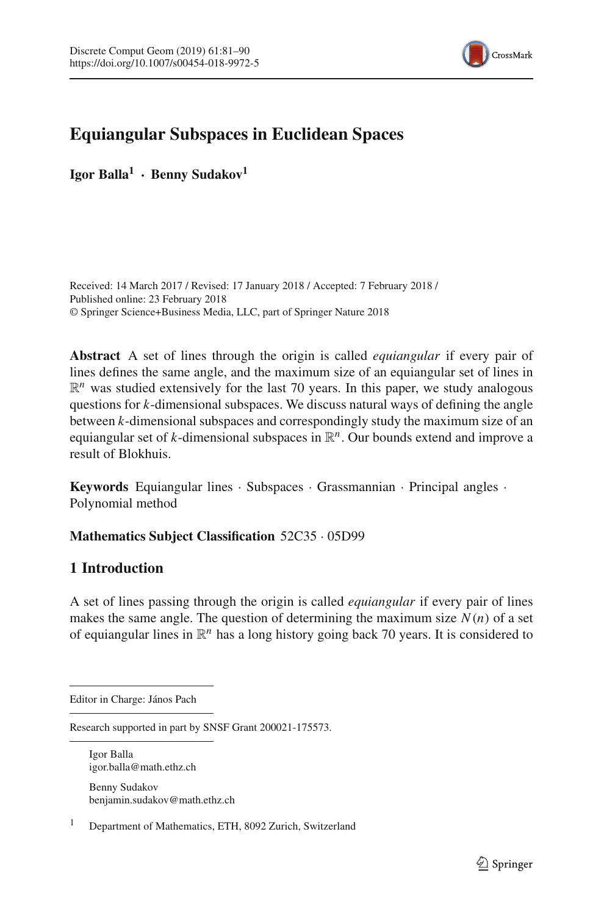# Equiangular Subspaces in Euclidean Spaces

**Igor Balla**[1] · **Benny Sudakov**[1]

Received: 14 March 2017 / Revised: 17 January 2018 / Accepted: 7 February 2018 /
Published online: 23 February 2018
© Springer Science+Business Media, LLC, part of Springer Nature 2018

**Abstract** A set of lines through the origin is called *equiangular* if every pair of lines defines the same angle, and the maximum size of an equiangular set of lines in $\mathbb{R}^n$ was studied extensively for the last 70 years. In this paper, we study analogous questions for $k$-dimensional subspaces. We discuss natural ways of defining the angle between $k$-dimensional subspaces and correspondingly study the maximum size of an equiangular set of $k$-dimensional subspaces in $\mathbb{R}^n$. Our bounds extend and improve a result of Blokhuis.

**Keywords** Equiangular lines · Subspaces · Grassmannian · Principal angles · Polynomial method

**Mathematics Subject Classification** 52C35 · 05D99

## 1 Introduction

A set of lines passing through the origin is called *equiangular* if every pair of lines makes the same angle. The question of determining the maximum size $N(n)$ of a set of equiangular lines in $\mathbb{R}^n$ has a long history going back 70 years. It is considered to

---

Editor in Charge: János Pach

Research supported in part by SNSF Grant 200021-175573.

Igor Balla
igor.balla@math.ethz.ch

Benny Sudakov
benjamin.sudakov@math.ethz.ch

[1] Department of Mathematics, ETH, 8092 Zurich, Switzerland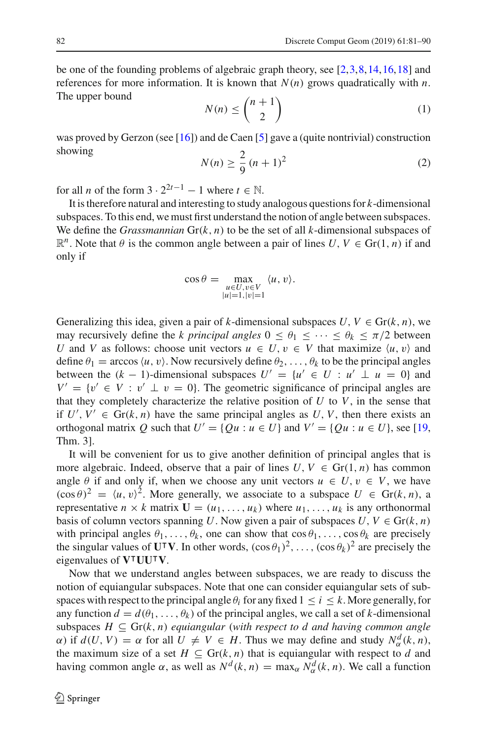be one of the founding problems of algebraic graph theory, see [2,3,8,14,16,18] and references for more information. It is known that $N(n)$ grows quadratically with $n$. The upper bound

$$N(n) \le \binom{n+1}{2} \tag{1}$$

was proved by Gerzon (see [16]) and de Caen [5] gave a (quite nontrivial) construction showing

$$N(n) \ge \frac{2}{9}(n+1)^2 \tag{2}$$

for all $n$ of the form $3 \cdot 2^{2t-1} - 1$ where $t \in \mathbb{N}$.

It is therefore natural and interesting to study analogous questions for $k$-dimensional subspaces. To this end, we must first understand the notion of angle between subspaces. We define the *Grassmannian* $\mathrm{Gr}(k, n)$ to be the set of all $k$-dimensional subspaces of $\mathbb{R}^n$. Note that $\theta$ is the common angle between a pair of lines $U, V \in \mathrm{Gr}(1, n)$ if and only if

$$\cos\theta = \max_{\substack{u \in U, v \in V \\ |u|=1, |v|=1}} \langle u, v\rangle.$$

Generalizing this idea, given a pair of $k$-dimensional subspaces $U, V \in \mathrm{Gr}(k, n)$, we may recursively define the $k$ *principal angles* $0 \le \theta_1 \le \cdots \le \theta_k \le \pi/2$ between $U$ and $V$ as follows: choose unit vectors $u \in U$, $v \in V$ that maximize $\langle u, v\rangle$ and define $\theta_1 = \arccos\langle u, v\rangle$. Now recursively define $\theta_2, \ldots, \theta_k$ to be the principal angles between the $(k-1)$-dimensional subspaces $U' = \{u' \in U : u' \perp u = 0\}$ and $V' = \{v' \in V : v' \perp v = 0\}$. The geometric significance of principal angles are that they completely characterize the relative position of $U$ to $V$, in the sense that if $U', V' \in \mathrm{Gr}(k, n)$ have the same principal angles as $U, V$, then there exists an orthogonal matrix $Q$ such that $U' = \{Qu : u \in U\}$ and $V' = \{Qu : u \in U\}$, see [19, Thm. 3].

It will be convenient for us to give another definition of principal angles that is more algebraic. Indeed, observe that a pair of lines $U, V \in \mathrm{Gr}(1, n)$ has common angle $\theta$ if and only if, when we choose any unit vectors $u \in U$, $v \in V$, we have $(\cos\theta)^2 = \langle u, v\rangle^2$. More generally, we associate to a subspace $U \in \mathrm{Gr}(k, n)$, a representative $n \times k$ matrix $\mathbf{U} = (u_1, \ldots, u_k)$ where $u_1, \ldots, u_k$ is any orthonormal basis of column vectors spanning $U$. Now given a pair of subspaces $U, V \in \mathrm{Gr}(k, n)$ with principal angles $\theta_1, \ldots, \theta_k$, one can show that $\cos\theta_1, \ldots, \cos\theta_k$ are precisely the singular values of $\mathbf{U}^\intercal\mathbf{V}$. In other words, $(\cos\theta_1)^2, \ldots, (\cos\theta_k)^2$ are precisely the eigenvalues of $\mathbf{V}^\intercal\mathbf{U}\mathbf{U}^\intercal\mathbf{V}$.

Now that we understand angles between subspaces, we are ready to discuss the notion of equiangular subspaces. Note that one can consider equiangular sets of subspaces with respect to the principal angle $\theta_i$ for any fixed $1 \le i \le k$. More generally, for any function $d = d(\theta_1, \ldots, \theta_k)$ of the principal angles, we call a set of $k$-dimensional subspaces $H \subseteq \mathrm{Gr}(k, n)$ *equiangular* (*with respect to* $d$ *and having common angle* $\alpha$) if $d(U, V) = \alpha$ for all $U \ne V \in H$. Thus we may define and study $N^d_\alpha(k, n)$, the maximum size of a set $H \subseteq \mathrm{Gr}(k, n)$ that is equiangular with respect to $d$ and having common angle $\alpha$, as well as $N^d(k, n) = \max_\alpha N^d_\alpha(k, n)$. We call a function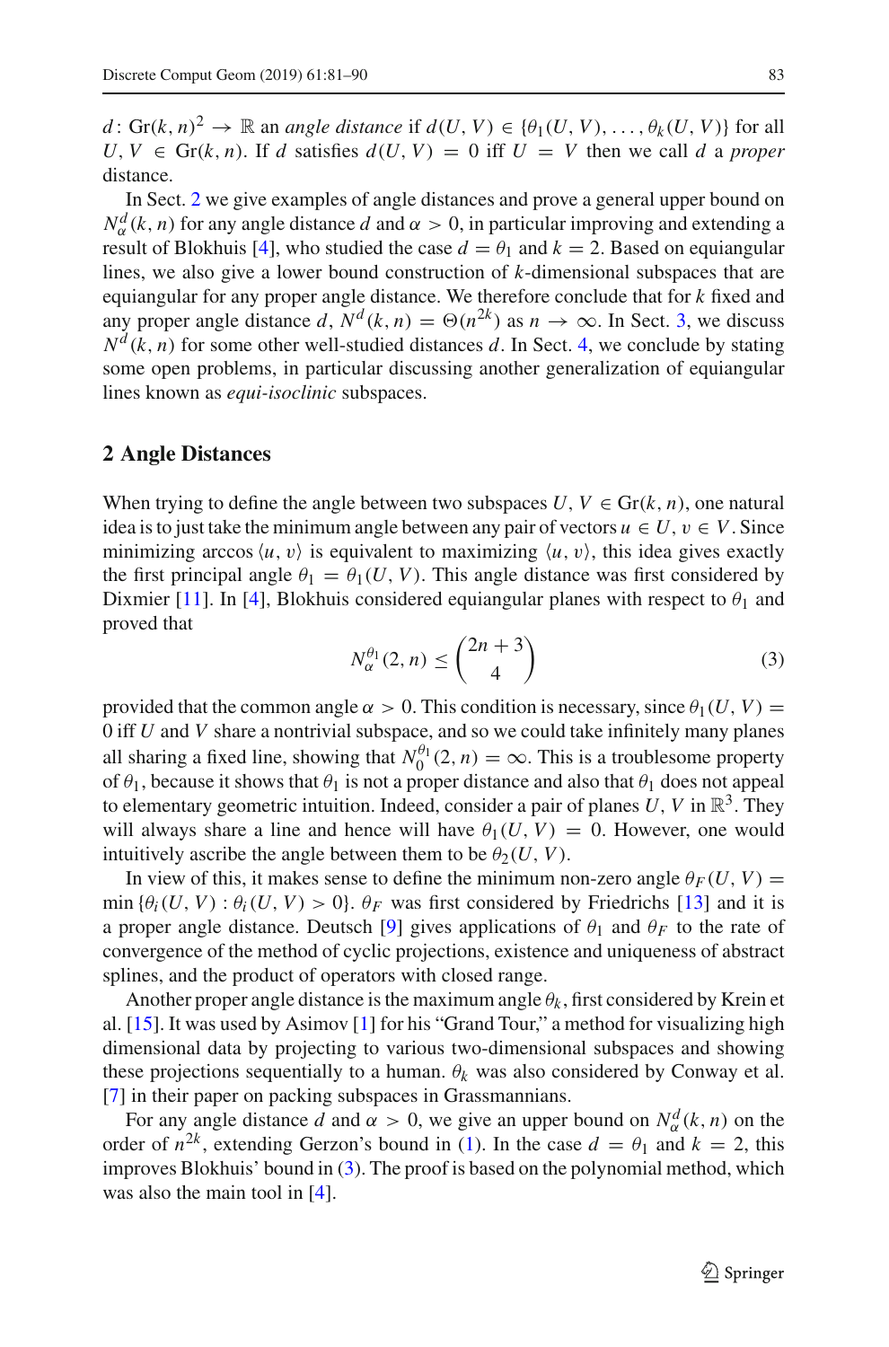$d\colon \mathrm{Gr}(k,n)^2 \to \mathbb{R}$ an *angle distance* if $d(U,V) \in \{\theta_1(U,V), \ldots, \theta_k(U,V)\}$ for all $U, V \in \mathrm{Gr}(k,n)$. If $d$ satisfies $d(U,V) = 0$ iff $U = V$ then we call $d$ a *proper* distance.

In Sect. 2 we give examples of angle distances and prove a general upper bound on $N_\alpha^d(k,n)$ for any angle distance $d$ and $\alpha > 0$, in particular improving and extending a result of Blokhuis [4], who studied the case $d = \theta_1$ and $k = 2$. Based on equiangular lines, we also give a lower bound construction of $k$-dimensional subspaces that are equiangular for any proper angle distance. We therefore conclude that for $k$ fixed and any proper angle distance $d$, $N^d(k,n) = \Theta(n^{2k})$ as $n \to \infty$. In Sect. 3, we discuss $N^d(k,n)$ for some other well-studied distances $d$. In Sect. 4, we conclude by stating some open problems, in particular discussing another generalization of equiangular lines known as *equi-isoclinic* subspaces.

## 2 Angle Distances

When trying to define the angle between two subspaces $U, V \in \mathrm{Gr}(k,n)$, one natural idea is to just take the minimum angle between any pair of vectors $u \in U$, $v \in V$. Since minimizing $\arccos\langle u, v\rangle$ is equivalent to maximizing $\langle u, v\rangle$, this idea gives exactly the first principal angle $\theta_1 = \theta_1(U,V)$. This angle distance was first considered by Dixmier [11]. In [4], Blokhuis considered equiangular planes with respect to $\theta_1$ and proved that

$$N_\alpha^{\theta_1}(2,n) \le \binom{2n+3}{4} \tag{3}$$

provided that the common angle $\alpha > 0$. This condition is necessary, since $\theta_1(U,V) = 0$ iff $U$ and $V$ share a nontrivial subspace, and so we could take infinitely many planes all sharing a fixed line, showing that $N_0^{\theta_1}(2,n) = \infty$. This is a troublesome property of $\theta_1$, because it shows that $\theta_1$ is not a proper distance and also that $\theta_1$ does not appeal to elementary geometric intuition. Indeed, consider a pair of planes $U, V$ in $\mathbb{R}^3$. They will always share a line and hence will have $\theta_1(U,V) = 0$. However, one would intuitively ascribe the angle between them to be $\theta_2(U,V)$.

In view of this, it makes sense to define the minimum non-zero angle $\theta_F(U,V) = \min\{\theta_i(U,V) : \theta_i(U,V) > 0\}$. $\theta_F$ was first considered by Friedrichs [13] and it is a proper angle distance. Deutsch [9] gives applications of $\theta_1$ and $\theta_F$ to the rate of convergence of the method of cyclic projections, existence and uniqueness of abstract splines, and the product of operators with closed range.

Another proper angle distance is the maximum angle $\theta_k$, first considered by Krein et al. [15]. It was used by Asimov [1] for his "Grand Tour," a method for visualizing high dimensional data by projecting to various two-dimensional subspaces and showing these projections sequentially to a human. $\theta_k$ was also considered by Conway et al. [7] in their paper on packing subspaces in Grassmannians.

For any angle distance $d$ and $\alpha > 0$, we give an upper bound on $N_\alpha^d(k,n)$ on the order of $n^{2k}$, extending Gerzon's bound in (1). In the case $d = \theta_1$ and $k = 2$, this improves Blokhuis' bound in (3). The proof is based on the polynomial method, which was also the main tool in [4].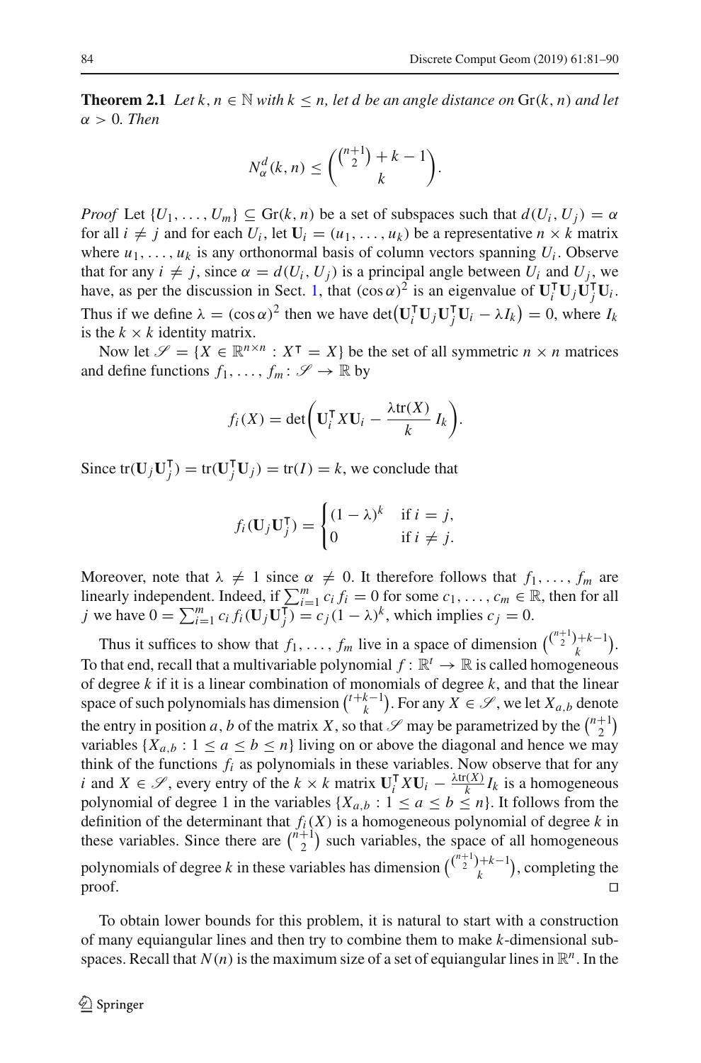**Theorem 2.1** *Let $k, n \in \mathbb{N}$ with $k \le n$, let $d$ be an angle distance on $\mathrm{Gr}(k, n)$ and let $\alpha > 0$. Then*

$$N_\alpha^d(k, n) \le \binom{\binom{n+1}{2} + k - 1}{k}.$$

*Proof* Let $\{U_1, \dots, U_m\} \subseteq \mathrm{Gr}(k, n)$ be a set of subspaces such that $d(U_i, U_j) = \alpha$ for all $i \ne j$ and for each $U_i$, let $\mathbf{U}_i = (u_1, \dots, u_k)$ be a representative $n \times k$ matrix where $u_1, \dots, u_k$ is any orthonormal basis of column vectors spanning $U_i$. Observe that for any $i \ne j$, since $\alpha = d(U_i, U_j)$ is a principal angle between $U_i$ and $U_j$, we have, as per the discussion in Sect. 1, that $(\cos\alpha)^2$ is an eigenvalue of $\mathbf{U}_i^\intercal \mathbf{U}_j \mathbf{U}_j^\intercal \mathbf{U}_i$. Thus if we define $\lambda = (\cos\alpha)^2$ then we have $\det(\mathbf{U}_i^\intercal \mathbf{U}_j \mathbf{U}_j^\intercal \mathbf{U}_i - \lambda I_k) = 0$, where $I_k$ is the $k \times k$ identity matrix.

Now let $\mathscr{S} = \{X \in \mathbb{R}^{n \times n} : X^\intercal = X\}$ be the set of all symmetric $n \times n$ matrices and define functions $f_1, \dots, f_m : \mathscr{S} \to \mathbb{R}$ by

$$f_i(X) = \det\left(\mathbf{U}_i^\intercal X \mathbf{U}_i - \frac{\lambda \mathrm{tr}(X)}{k} I_k\right).$$

Since $\mathrm{tr}(\mathbf{U}_j \mathbf{U}_j^\intercal) = \mathrm{tr}(\mathbf{U}_j^\intercal \mathbf{U}_j) = \mathrm{tr}(I) = k$, we conclude that

$$f_i(\mathbf{U}_j \mathbf{U}_j^\intercal) = \begin{cases} (1-\lambda)^k & \text{if } i = j, \\ 0 & \text{if } i \ne j. \end{cases}$$

Moreover, note that $\lambda \ne 1$ since $\alpha \ne 0$. It therefore follows that $f_1, \dots, f_m$ are linearly independent. Indeed, if $\sum_{i=1}^m c_i f_i = 0$ for some $c_1, \dots, c_m \in \mathbb{R}$, then for all $j$ we have $0 = \sum_{i=1}^m c_i f_i(\mathbf{U}_j \mathbf{U}_j^\intercal) = c_j (1-\lambda)^k$, which implies $c_j = 0$.

Thus it suffices to show that $f_1, \dots, f_m$ live in a space of dimension $\binom{\binom{n+1}{2}+k-1}{k}$. To that end, recall that a multivariable polynomial $f : \mathbb{R}^t \to \mathbb{R}$ is called homogeneous of degree $k$ if it is a linear combination of monomials of degree $k$, and that the linear space of such polynomials has dimension $\binom{t+k-1}{k}$. For any $X \in \mathscr{S}$, we let $X_{a,b}$ denote the entry in position $a, b$ of the matrix $X$, so that $\mathscr{S}$ may be parametrized by the $\binom{n+1}{2}$ variables $\{X_{a,b} : 1 \le a \le b \le n\}$ living on or above the diagonal and hence we may think of the functions $f_i$ as polynomials in these variables. Now observe that for any $i$ and $X \in \mathscr{S}$, every entry of the $k \times k$ matrix $\mathbf{U}_i^\intercal X \mathbf{U}_i - \frac{\lambda \mathrm{tr}(X)}{k} I_k$ is a homogeneous polynomial of degree 1 in the variables $\{X_{a,b} : 1 \le a \le b \le n\}$. It follows from the definition of the determinant that $f_i(X)$ is a homogeneous polynomial of degree $k$ in these variables. Since there are $\binom{n+1}{2}$ such variables, the space of all homogeneous polynomials of degree $k$ in these variables has dimension $\binom{\binom{n+1}{2}+k-1}{k}$, completing the proof. $\square$

To obtain lower bounds for this problem, it is natural to start with a construction of many equiangular lines and then try to combine them to make $k$-dimensional subspaces. Recall that $N(n)$ is the maximum size of a set of equiangular lines in $\mathbb{R}^n$. In the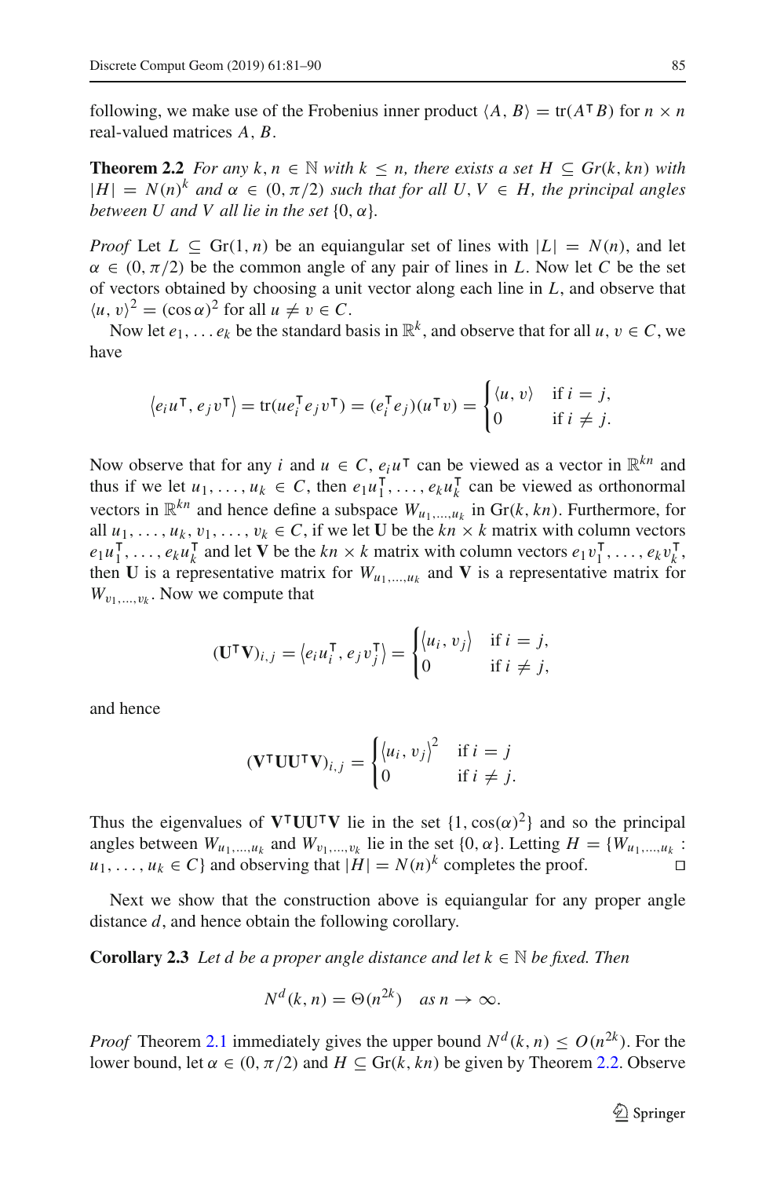following, we make use of the Frobenius inner product $\langle A, B\rangle = \mathrm{tr}(A^{\intercal}B)$ for $n \times n$ real-valued matrices $A, B$.

**Theorem 2.2** *For any $k, n \in \mathbb{N}$ with $k \leq n$, there exists a set $H \subseteq Gr(k, kn)$ with $|H| = N(n)^k$ and $\alpha \in (0, \pi/2)$ such that for all $U, V \in H$, the principal angles between $U$ and $V$ all lie in the set $\{0, \alpha\}$.*

*Proof* Let $L \subseteq \mathrm{Gr}(1, n)$ be an equiangular set of lines with $|L| = N(n)$, and let $\alpha \in (0, \pi/2)$ be the common angle of any pair of lines in $L$. Now let $C$ be the set of vectors obtained by choosing a unit vector along each line in $L$, and observe that $\langle u, v\rangle^2 = (\cos\alpha)^2$ for all $u \neq v \in C$.

Now let $e_1, \ldots e_k$ be the standard basis in $\mathbb{R}^k$, and observe that for all $u, v \in C$, we have

$$\left\langle e_i u^{\intercal}, e_j v^{\intercal}\right\rangle = \mathrm{tr}(u e_i^{\intercal} e_j v^{\intercal}) = (e_i^{\intercal} e_j)(u^{\intercal} v) = \begin{cases} \langle u, v\rangle & \text{if } i = j, \\ 0 & \text{if } i \neq j. \end{cases}$$

Now observe that for any $i$ and $u \in C$, $e_i u^{\intercal}$ can be viewed as a vector in $\mathbb{R}^{kn}$ and thus if we let $u_1, \ldots, u_k \in C$, then $e_1 u_1^{\intercal}, \ldots, e_k u_k^{\intercal}$ can be viewed as orthonormal vectors in $\mathbb{R}^{kn}$ and hence define a subspace $W_{u_1,\ldots,u_k}$ in $\mathrm{Gr}(k, kn)$. Furthermore, for all $u_1, \ldots, u_k, v_1, \ldots, v_k \in C$, if we let $\mathbf{U}$ be the $kn \times k$ matrix with column vectors $e_1 u_1^{\intercal}, \ldots, e_k u_k^{\intercal}$ and let $\mathbf{V}$ be the $kn \times k$ matrix with column vectors $e_1 v_1^{\intercal}, \ldots, e_k v_k^{\intercal}$, then $\mathbf{U}$ is a representative matrix for $W_{u_1,\ldots,u_k}$ and $\mathbf{V}$ is a representative matrix for $W_{v_1,\ldots,v_k}$. Now we compute that

$$(\mathbf{U}^{\intercal}\mathbf{V})_{i,j} = \left\langle e_i u_i^{\intercal}, e_j v_j^{\intercal}\right\rangle = \begin{cases} \left\langle u_i, v_j\right\rangle & \text{if } i = j, \\ 0 & \text{if } i \neq j, \end{cases}$$

and hence

$$(\mathbf{V}^{\intercal}\mathbf{U}\mathbf{U}^{\intercal}\mathbf{V})_{i,j} = \begin{cases} \left\langle u_i, v_j\right\rangle^2 & \text{if } i = j \\ 0 & \text{if } i \neq j. \end{cases}$$

Thus the eigenvalues of $\mathbf{V}^{\intercal}\mathbf{U}\mathbf{U}^{\intercal}\mathbf{V}$ lie in the set $\{1, \cos(\alpha)^2\}$ and so the principal angles between $W_{u_1,\ldots,u_k}$ and $W_{v_1,\ldots,v_k}$ lie in the set $\{0, \alpha\}$. Letting $H = \{W_{u_1,\ldots,u_k} : u_1, \ldots, u_k \in C\}$ and observing that $|H| = N(n)^k$ completes the proof. $\square$

Next we show that the construction above is equiangular for any proper angle distance $d$, and hence obtain the following corollary.

**Corollary 2.3** *Let $d$ be a proper angle distance and let $k \in \mathbb{N}$ be fixed. Then*

$$N^d(k, n) = \Theta(n^{2k}) \quad \text{as } n \to \infty.$$

*Proof* Theorem 2.1 immediately gives the upper bound $N^d(k, n) \leq O(n^{2k})$. For the lower bound, let $\alpha \in (0, \pi/2)$ and $H \subseteq \mathrm{Gr}(k, kn)$ be given by Theorem 2.2. Observe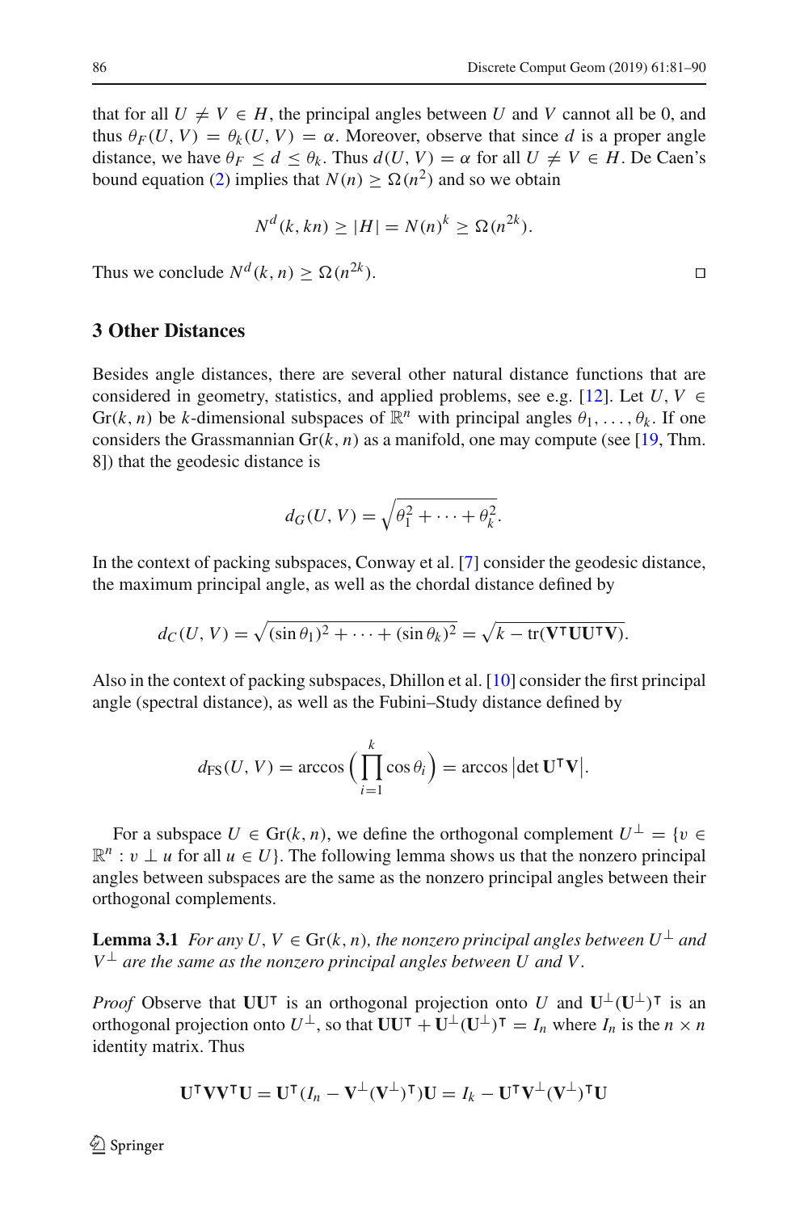that for all $U \neq V \in H$, the principal angles between $U$ and $V$ cannot all be 0, and thus $\theta_F(U, V) = \theta_k(U, V) = \alpha$. Moreover, observe that since $d$ is a proper angle distance, we have $\theta_F \leq d \leq \theta_k$. Thus $d(U, V) = \alpha$ for all $U \neq V \in H$. De Caen's bound equation (2) implies that $N(n) \geq \Omega(n^2)$ and so we obtain

$$N^d(k, kn) \geq |H| = N(n)^k \geq \Omega(n^{2k}).$$

Thus we conclude $N^d(k, n) \geq \Omega(n^{2k})$. ◻

## 3 Other Distances

Besides angle distances, there are several other natural distance functions that are considered in geometry, statistics, and applied problems, see e.g. [12]. Let $U, V \in \mathrm{Gr}(k, n)$ be $k$-dimensional subspaces of $\mathbb{R}^n$ with principal angles $\theta_1, \ldots, \theta_k$. If one considers the Grassmannian $\mathrm{Gr}(k, n)$ as a manifold, one may compute (see [19, Thm. 8]) that the geodesic distance is

$$d_G(U, V) = \sqrt{\theta_1^2 + \cdots + \theta_k^2}.$$

In the context of packing subspaces, Conway et al. [7] consider the geodesic distance, the maximum principal angle, as well as the chordal distance defined by

$$d_C(U, V) = \sqrt{(\sin\theta_1)^2 + \cdots + (\sin\theta_k)^2} = \sqrt{k - \mathrm{tr}(\mathbf{V}^\mathsf{T}\mathbf{U}\mathbf{U}^\mathsf{T}\mathbf{V})}.$$

Also in the context of packing subspaces, Dhillon et al. [10] consider the first principal angle (spectral distance), as well as the Fubini–Study distance defined by

$$d_{\mathrm{FS}}(U, V) = \arccos\left(\prod_{i=1}^{k} \cos\theta_i\right) = \arccos\left|\det \mathbf{U}^\mathsf{T}\mathbf{V}\right|.$$

For a subspace $U \in \mathrm{Gr}(k, n)$, we define the orthogonal complement $U^\perp = \{v \in \mathbb{R}^n : v \perp u \text{ for all } u \in U\}$. The following lemma shows us that the nonzero principal angles between subspaces are the same as the nonzero principal angles between their orthogonal complements.

**Lemma 3.1** *For any $U, V \in \mathrm{Gr}(k, n)$, the nonzero principal angles between $U^\perp$ and $V^\perp$ are the same as the nonzero principal angles between $U$ and $V$.*

*Proof* Observe that $\mathbf{U}\mathbf{U}^\mathsf{T}$ is an orthogonal projection onto $U$ and $\mathbf{U}^\perp(\mathbf{U}^\perp)^\mathsf{T}$ is an orthogonal projection onto $U^\perp$, so that $\mathbf{U}\mathbf{U}^\mathsf{T} + \mathbf{U}^\perp(\mathbf{U}^\perp)^\mathsf{T} = I_n$ where $I_n$ is the $n \times n$ identity matrix. Thus

$$\mathbf{U}^\mathsf{T}\mathbf{V}\mathbf{V}^\mathsf{T}\mathbf{U} = \mathbf{U}^\mathsf{T}(I_n - \mathbf{V}^\perp(\mathbf{V}^\perp)^\mathsf{T})\mathbf{U} = I_k - \mathbf{U}^\mathsf{T}\mathbf{V}^\perp(\mathbf{V}^\perp)^\mathsf{T}\mathbf{U}$$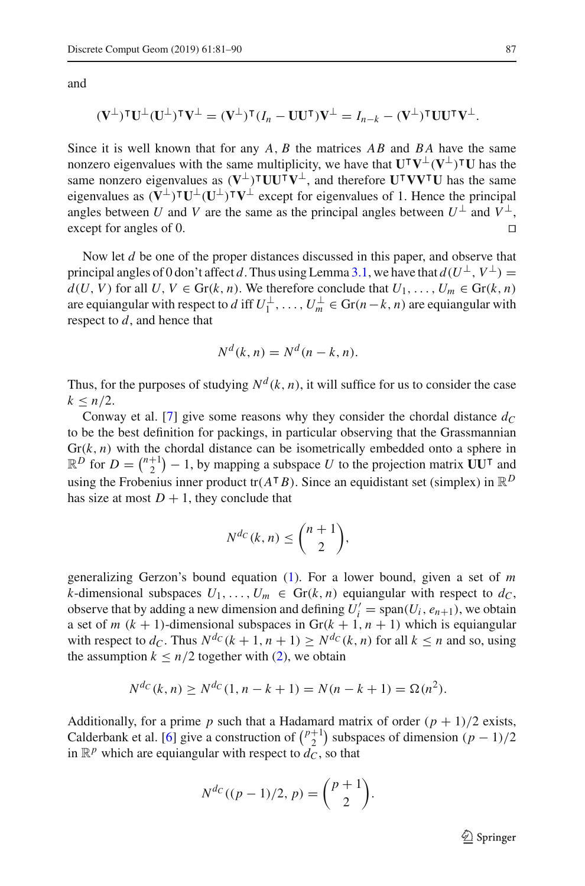and

$$(\mathbf{V}^{\perp})^{\mathsf{T}}\mathbf{U}^{\perp}(\mathbf{U}^{\perp})^{\mathsf{T}}\mathbf{V}^{\perp} = (\mathbf{V}^{\perp})^{\mathsf{T}}(I_n - \mathbf{U}\mathbf{U}^{\mathsf{T}})\mathbf{V}^{\perp} = I_{n-k} - (\mathbf{V}^{\perp})^{\mathsf{T}}\mathbf{U}\mathbf{U}^{\mathsf{T}}\mathbf{V}^{\perp}.$$

Since it is well known that for any $A, B$ the matrices $AB$ and $BA$ have the same nonzero eigenvalues with the same multiplicity, we have that $\mathbf{U}^{\mathsf{T}}\mathbf{V}^{\perp}(\mathbf{V}^{\perp})^{\mathsf{T}}\mathbf{U}$ has the same nonzero eigenvalues as $(\mathbf{V}^{\perp})^{\mathsf{T}}\mathbf{U}\mathbf{U}^{\mathsf{T}}\mathbf{V}^{\perp}$, and therefore $\mathbf{U}^{\mathsf{T}}\mathbf{V}\mathbf{V}^{\mathsf{T}}\mathbf{U}$ has the same eigenvalues as $(\mathbf{V}^{\perp})^{\mathsf{T}}\mathbf{U}^{\perp}(\mathbf{U}^{\perp})^{\mathsf{T}}\mathbf{V}^{\perp}$ except for eigenvalues of 1. Hence the principal angles between $U$ and $V$ are the same as the principal angles between $U^{\perp}$ and $V^{\perp}$, except for angles of 0. $\square$

Now let $d$ be one of the proper distances discussed in this paper, and observe that principal angles of 0 don't affect $d$. Thus using Lemma 3.1, we have that $d(U^{\perp}, V^{\perp}) = d(U, V)$ for all $U, V \in \mathrm{Gr}(k, n)$. We therefore conclude that $U_1, \ldots, U_m \in \mathrm{Gr}(k, n)$ are equiangular with respect to $d$ iff $U_1^{\perp}, \ldots, U_m^{\perp} \in \mathrm{Gr}(n-k, n)$ are equiangular with respect to $d$, and hence that

$$N^d(k, n) = N^d(n-k, n).$$

Thus, for the purposes of studying $N^d(k, n)$, it will suffice for us to consider the case $k \leq n/2$.

Conway et al. [7] give some reasons why they consider the chordal distance $d_C$ to be the best definition for packings, in particular observing that the Grassmannian $\mathrm{Gr}(k, n)$ with the chordal distance can be isometrically embedded onto a sphere in $\mathbb{R}^D$ for $D = \binom{n+1}{2} - 1$, by mapping a subspace $U$ to the projection matrix $\mathbf{U}\mathbf{U}^{\mathsf{T}}$ and using the Frobenius inner product $\mathrm{tr}(A^{\mathsf{T}}B)$. Since an equidistant set (simplex) in $\mathbb{R}^D$ has size at most $D + 1$, they conclude that

$$N^{d_C}(k, n) \leq \binom{n+1}{2},$$

generalizing Gerzon's bound equation (1). For a lower bound, given a set of $m$ $k$-dimensional subspaces $U_1, \ldots, U_m \in \mathrm{Gr}(k, n)$ equiangular with respect to $d_C$, observe that by adding a new dimension and defining $U_i' = \mathrm{span}(U_i, e_{n+1})$, we obtain a set of $m$ $(k+1)$-dimensional subspaces in $\mathrm{Gr}(k+1, n+1)$ which is equiangular with respect to $d_C$. Thus $N^{d_C}(k+1, n+1) \geq N^{d_C}(k, n)$ for all $k \leq n$ and so, using the assumption $k \leq n/2$ together with (2), we obtain

$$N^{d_C}(k, n) \geq N^{d_C}(1, n-k+1) = N(n-k+1) = \Omega(n^2).$$

Additionally, for a prime $p$ such that a Hadamard matrix of order $(p+1)/2$ exists, Calderbank et al. [6] give a construction of $\binom{p+1}{2}$ subspaces of dimension $(p-1)/2$ in $\mathbb{R}^p$ which are equiangular with respect to $d_C$, so that

$$N^{d_C}((p-1)/2, p) = \binom{p+1}{2}.$$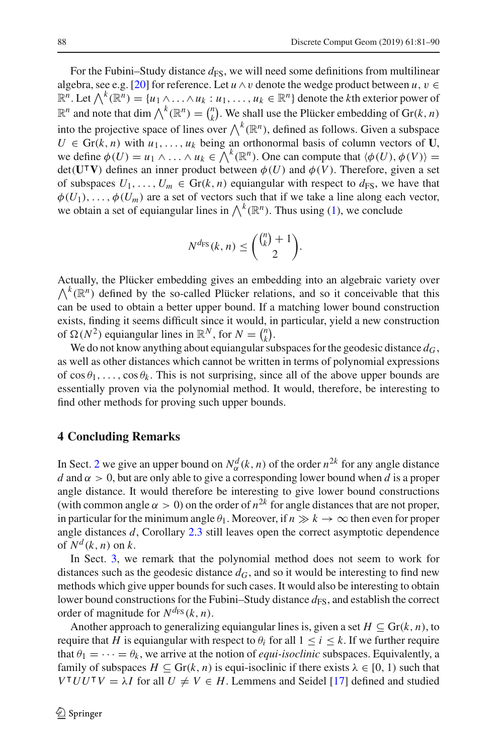For the Fubini–Study distance $d_{\mathrm{FS}}$, we will need some definitions from multilinear algebra, see e.g. [20] for reference. Let $u \wedge v$ denote the wedge product between $u, v \in \mathbb{R}^n$. Let $\bigwedge^k(\mathbb{R}^n) = \{u_1 \wedge \ldots \wedge u_k : u_1, \ldots, u_k \in \mathbb{R}^n\}$ denote the $k$th exterior power of $\mathbb{R}^n$ and note that $\dim \bigwedge^k(\mathbb{R}^n) = \binom{n}{k}$. We shall use the Plücker embedding of $\mathrm{Gr}(k, n)$ into the projective space of lines over $\bigwedge^k(\mathbb{R}^n)$, defined as follows. Given a subspace $U \in \mathrm{Gr}(k, n)$ with $u_1, \ldots, u_k$ being an orthonormal basis of column vectors of $\mathbf{U}$, we define $\phi(U) = u_1 \wedge \ldots \wedge u_k \in \bigwedge^k(\mathbb{R}^n)$. One can compute that $\langle \phi(U), \phi(V) \rangle = \det(\mathbf{U}^{\intercal}\mathbf{V})$ defines an inner product between $\phi(U)$ and $\phi(V)$. Therefore, given a set of subspaces $U_1, \ldots, U_m \in \mathrm{Gr}(k, n)$ equiangular with respect to $d_{\mathrm{FS}}$, we have that $\phi(U_1), \ldots, \phi(U_m)$ are a set of vectors such that if we take a line along each vector, we obtain a set of equiangular lines in $\bigwedge^k(\mathbb{R}^n)$. Thus using (1), we conclude

$$N^{d_{\mathrm{FS}}}(k, n) \leq \binom{\binom{n}{k} + 1}{2}.$$

Actually, the Plücker embedding gives an embedding into an algebraic variety over $\bigwedge^k(\mathbb{R}^n)$ defined by the so-called Plücker relations, and so it conceivable that this can be used to obtain a better upper bound. If a matching lower bound construction exists, finding it seems difficult since it would, in particular, yield a new construction of $\Omega(N^2)$ equiangular lines in $\mathbb{R}^N$, for $N = \binom{n}{k}$.

We do not know anything about equiangular subspaces for the geodesic distance $d_G$, as well as other distances which cannot be written in terms of polynomial expressions of $\cos\theta_1, \ldots, \cos\theta_k$. This is not surprising, since all of the above upper bounds are essentially proven via the polynomial method. It would, therefore, be interesting to find other methods for proving such upper bounds.

## 4 Concluding Remarks

In Sect. 2 we give an upper bound on $N^d_\alpha(k, n)$ of the order $n^{2k}$ for any angle distance $d$ and $\alpha > 0$, but are only able to give a corresponding lower bound when $d$ is a proper angle distance. It would therefore be interesting to give lower bound constructions (with common angle $\alpha > 0$) on the order of $n^{2k}$ for angle distances that are not proper, in particular for the minimum angle $\theta_1$. Moreover, if $n \gg k \to \infty$ then even for proper angle distances $d$, Corollary 2.3 still leaves open the correct asymptotic dependence of $N^d(k, n)$ on $k$.

In Sect. 3, we remark that the polynomial method does not seem to work for distances such as the geodesic distance $d_G$, and so it would be interesting to find new methods which give upper bounds for such cases. It would also be interesting to obtain lower bound constructions for the Fubini–Study distance $d_{\mathrm{FS}}$, and establish the correct order of magnitude for $N^{d_{\mathrm{FS}}}(k, n)$.

Another approach to generalizing equiangular lines is, given a set $H \subseteq \mathrm{Gr}(k, n)$, to require that $H$ is equiangular with respect to $\theta_i$ for all $1 \leq i \leq k$. If we further require that $\theta_1 = \cdots = \theta_k$, we arrive at the notion of *equi-isoclinic* subspaces. Equivalently, a family of subspaces $H \subseteq \mathrm{Gr}(k, n)$ is equi-isoclinic if there exists $\lambda \in [0, 1)$ such that $V^{\intercal}UU^{\intercal}V = \lambda I$ for all $U \neq V \in H$. Lemmens and Seidel [17] defined and studied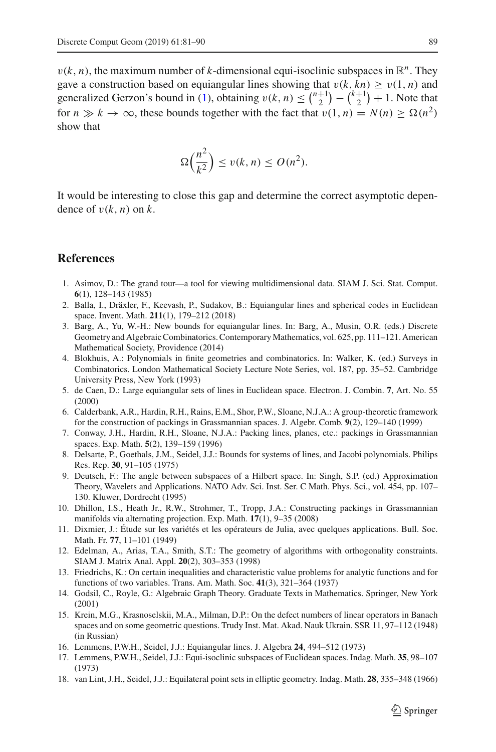$v(k, n)$, the maximum number of $k$-dimensional equi-isoclinic subspaces in $\mathbb{R}^n$. They gave a construction based on equiangular lines showing that $v(k, kn) \geq v(1, n)$ and generalized Gerzon's bound in (1), obtaining $v(k, n) \leq \binom{n+1}{2} - \binom{k+1}{2} + 1$. Note that for $n \gg k \to \infty$, these bounds together with the fact that $v(1, n) = N(n) \geq \Omega(n^2)$ show that

$$\Omega\Big(\frac{n^2}{k^2}\Big) \leq v(k, n) \leq O(n^2).$$

It would be interesting to close this gap and determine the correct asymptotic dependence of $v(k, n)$ on $k$.

## References

1. Asimov, D.: The grand tour—a tool for viewing multidimensional data. SIAM J. Sci. Stat. Comput. **6**(1), 128–143 (1985)
2. Balla, I., Dräxler, F., Keevash, P., Sudakov, B.: Equiangular lines and spherical codes in Euclidean space. Invent. Math. **211**(1), 179–212 (2018)
3. Barg, A., Yu, W.-H.: New bounds for equiangular lines. In: Barg, A., Musin, O.R. (eds.) Discrete Geometry and Algebraic Combinatorics. Contemporary Mathematics, vol. 625, pp. 111–121. American Mathematical Society, Providence (2014)
4. Blokhuis, A.: Polynomials in finite geometries and combinatorics. In: Walker, K. (ed.) Surveys in Combinatorics. London Mathematical Society Lecture Note Series, vol. 187, pp. 35–52. Cambridge University Press, New York (1993)
5. de Caen, D.: Large equiangular sets of lines in Euclidean space. Electron. J. Combin. **7**, Art. No. 55 (2000)
6. Calderbank, A.R., Hardin, R.H., Rains, E.M., Shor, P.W., Sloane, N.J.A.: A group-theoretic framework for the construction of packings in Grassmannian spaces. J. Algebr. Comb. **9**(2), 129–140 (1999)
7. Conway, J.H., Hardin, R.H., Sloane, N.J.A.: Packing lines, planes, etc.: packings in Grassmannian spaces. Exp. Math. **5**(2), 139–159 (1996)
8. Delsarte, P., Goethals, J.M., Seidel, J.J.: Bounds for systems of lines, and Jacobi polynomials. Philips Res. Rep. **30**, 91–105 (1975)
9. Deutsch, F.: The angle between subspaces of a Hilbert space. In: Singh, S.P. (ed.) Approximation Theory, Wavelets and Applications. NATO Adv. Sci. Inst. Ser. C Math. Phys. Sci., vol. 454, pp. 107–130. Kluwer, Dordrecht (1995)
10. Dhillon, I.S., Heath Jr., R.W., Strohmer, T., Tropp, J.A.: Constructing packings in Grassmannian manifolds via alternating projection. Exp. Math. **17**(1), 9–35 (2008)
11. Dixmier, J.: Étude sur les variétés et les opérateurs de Julia, avec quelques applications. Bull. Soc. Math. Fr. **77**, 11–101 (1949)
12. Edelman, A., Arias, T.A., Smith, S.T.: The geometry of algorithms with orthogonality constraints. SIAM J. Matrix Anal. Appl. **20**(2), 303–353 (1998)
13. Friedrichs, K.: On certain inequalities and characteristic value problems for analytic functions and for functions of two variables. Trans. Am. Math. Soc. **41**(3), 321–364 (1937)
14. Godsil, C., Royle, G.: Algebraic Graph Theory. Graduate Texts in Mathematics. Springer, New York (2001)
15. Krein, M.G., Krasnoselskii, M.A., Milman, D.P.: On the defect numbers of linear operators in Banach spaces and on some geometric questions. Trudy Inst. Mat. Akad. Nauk Ukrain. SSR 11, 97–112 (1948) (in Russian)
16. Lemmens, P.W.H., Seidel, J.J.: Equiangular lines. J. Algebra **24**, 494–512 (1973)
17. Lemmens, P.W.H., Seidel, J.J.: Equi-isoclinic subspaces of Euclidean spaces. Indag. Math. **35**, 98–107 (1973)
18. van Lint, J.H., Seidel, J.J.: Equilateral point sets in elliptic geometry. Indag. Math. **28**, 335–348 (1966)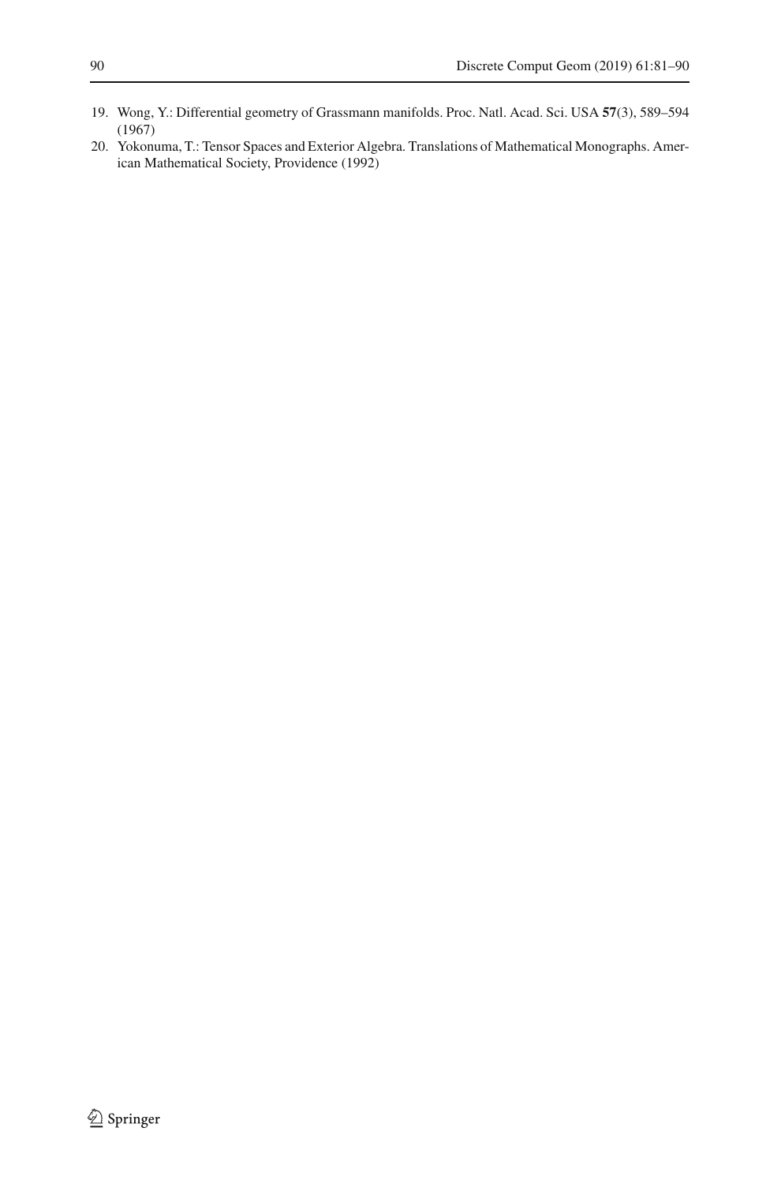19. Wong, Y.: Differential geometry of Grassmann manifolds. Proc. Natl. Acad. Sci. USA **57**(3), 589–594 (1967)
20. Yokonuma, T.: Tensor Spaces and Exterior Algebra. Translations of Mathematical Monographs. American Mathematical Society, Providence (1992)